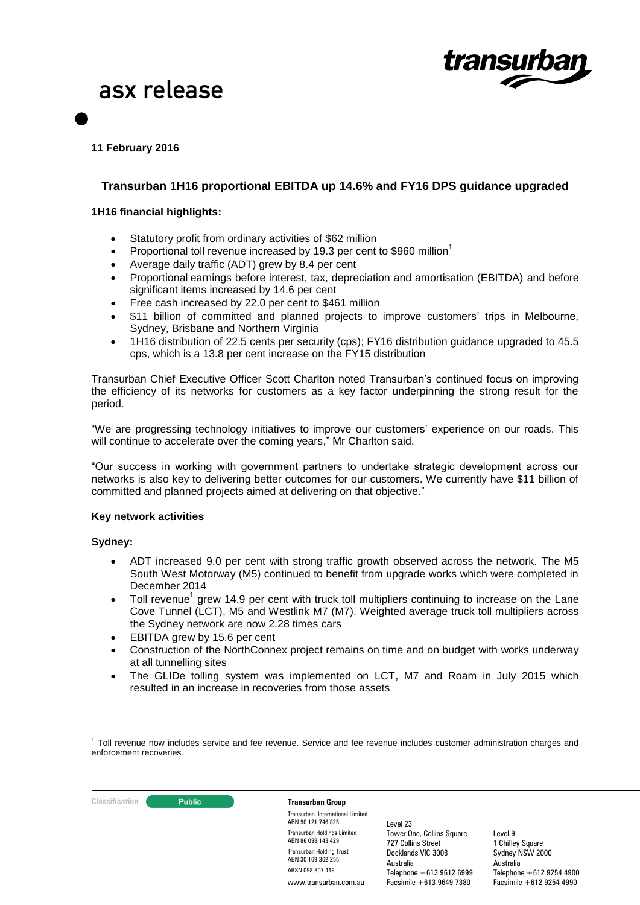# asx release

**11 February 2016**

## Transurban 1H16 proportional EBITDA up 14.6% and FY16 DPS guidance upgraded

**1H16 financial highlights:**

- Statutory profit from ordinary activities of $62 million
- Proportional toll revenue increased by 19.3 per cent to $960 million[1]
- Average daily traffic (ADT) grew by 8.4 per cent
- Proportional earnings before interest, tax, depreciation and amortisation (EBITDA) and before significant items increased by 14.6 per cent
- Free cash increased by 22.0 per cent to $461 million
- $11 billion of committed and planned projects to improve customers' trips in Melbourne, Sydney, Brisbane and Northern Virginia
- 1H16 distribution of 22.5 cents per security (cps); FY16 distribution guidance upgraded to 45.5 cps, which is a 13.8 per cent increase on the FY15 distribution

Transurban Chief Executive Officer Scott Charlton noted Transurban's continued focus on improving the efficiency of its networks for customers as a key factor underpinning the strong result for the period.

"We are progressing technology initiatives to improve our customers' experience on our roads. This will continue to accelerate over the coming years," Mr Charlton said.

"Our success in working with government partners to undertake strategic development across our networks is also key to delivering better outcomes for our customers. We currently have $11 billion of committed and planned projects aimed at delivering on that objective."

**Key network activities**

**Sydney:**

- ADT increased 9.0 per cent with strong traffic growth observed across the network. The M5 South West Motorway (M5) continued to benefit from upgrade works which were completed in December 2014
- Toll revenue[1] grew 14.9 per cent with truck toll multipliers continuing to increase on the Lane Cove Tunnel (LCT), M5 and Westlink M7 (M7). Weighted average truck toll multipliers across the Sydney network are now 2.28 times cars
- EBITDA grew by 15.6 per cent
- Construction of the NorthConnex project remains on time and on budget with works underway at all tunnelling sites
- The GLIDe tolling system was implemented on LCT, M7 and Roam in July 2015 which resulted in an increase in recoveries from those assets

[1] Toll revenue now includes service and fee revenue. Service and fee revenue includes customer administration charges and enforcement recoveries.

Classification: Public

**Transurban Group**

Transurban International Limited ABN 90 121 746 825
Transurban Holdings Limited ABN 86 098 143 429
Transurban Holding Trust ABN 30 169 362 255
ARSN 098 807 419
www.transurban.com.au

Level 23
Tower One, Collins Square
727 Collins Street
Docklands VIC 3008
Australia
Telephone +613 9612 6999
Facsimile +613 9649 7380

Level 9
1 Chifley Square
Sydney NSW 2000
Australia
Telephone +612 9254 4900
Facsimile +612 9254 4990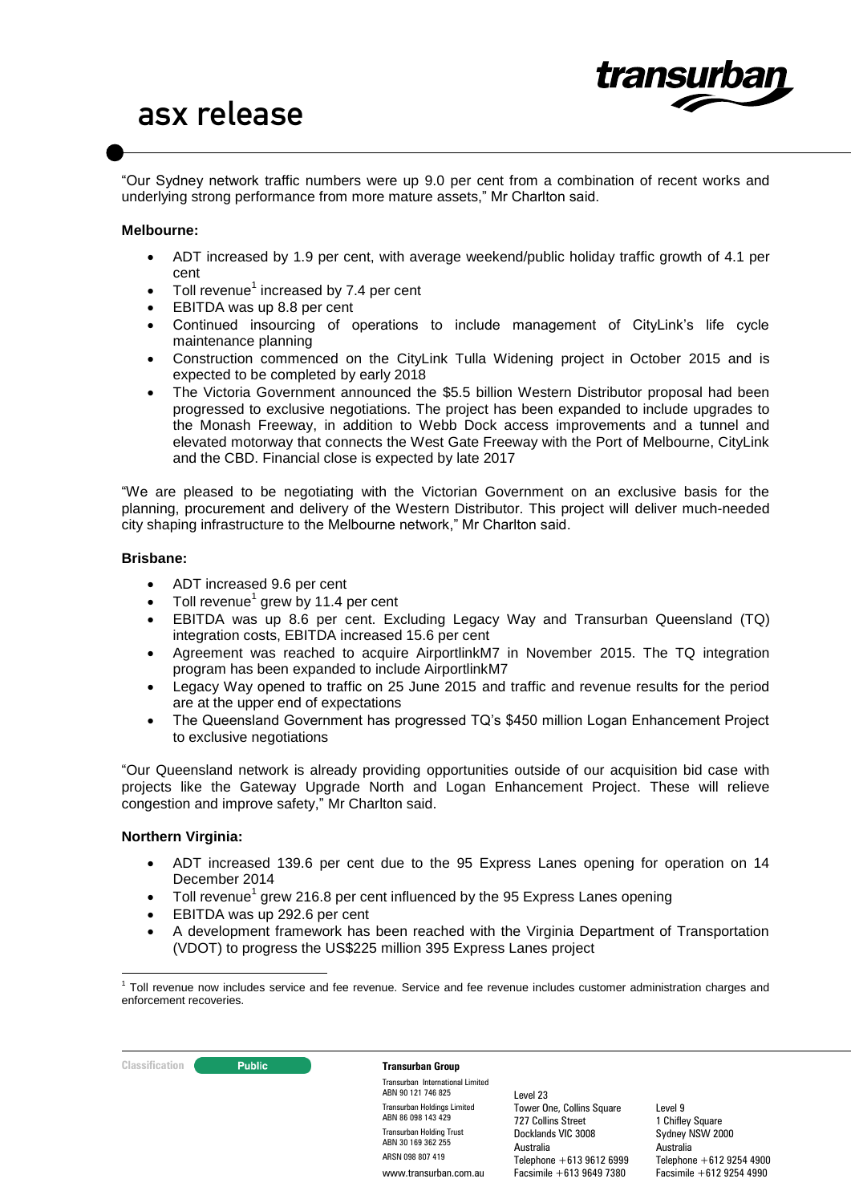"Our Sydney network traffic numbers were up 9.0 per cent from a combination of recent works and underlying strong performance from more mature assets," Mr Charlton said.

**Melbourne:**

- ADT increased by 1.9 per cent, with average weekend/public holiday traffic growth of 4.1 per cent
- Toll revenue[1] increased by 7.4 per cent
- EBITDA was up 8.8 per cent
- Continued insourcing of operations to include management of CityLink's life cycle maintenance planning
- Construction commenced on the CityLink Tulla Widening project in October 2015 and is expected to be completed by early 2018
- The Victoria Government announced the $5.5 billion Western Distributor proposal had been progressed to exclusive negotiations. The project has been expanded to include upgrades to the Monash Freeway, in addition to Webb Dock access improvements and a tunnel and elevated motorway that connects the West Gate Freeway with the Port of Melbourne, CityLink and the CBD. Financial close is expected by late 2017

"We are pleased to be negotiating with the Victorian Government on an exclusive basis for the planning, procurement and delivery of the Western Distributor. This project will deliver much-needed city shaping infrastructure to the Melbourne network," Mr Charlton said.

**Brisbane:**

- ADT increased 9.6 per cent
- Toll revenue[1] grew by 11.4 per cent
- EBITDA was up 8.6 per cent. Excluding Legacy Way and Transurban Queensland (TQ) integration costs, EBITDA increased 15.6 per cent
- Agreement was reached to acquire AirportlinkM7 in November 2015. The TQ integration program has been expanded to include AirportlinkM7
- Legacy Way opened to traffic on 25 June 2015 and traffic and revenue results for the period are at the upper end of expectations
- The Queensland Government has progressed TQ's $450 million Logan Enhancement Project to exclusive negotiations

"Our Queensland network is already providing opportunities outside of our acquisition bid case with projects like the Gateway Upgrade North and Logan Enhancement Project. These will relieve congestion and improve safety," Mr Charlton said.

**Northern Virginia:**

- ADT increased 139.6 per cent due to the 95 Express Lanes opening for operation on 14 December 2014
- Toll revenue[1] grew 216.8 per cent influenced by the 95 Express Lanes opening
- EBITDA was up 292.6 per cent
- A development framework has been reached with the Virginia Department of Transportation (VDOT) to progress the US$225 million 395 Express Lanes project

[1] Toll revenue now includes service and fee revenue. Service and fee revenue includes customer administration charges and enforcement recoveries.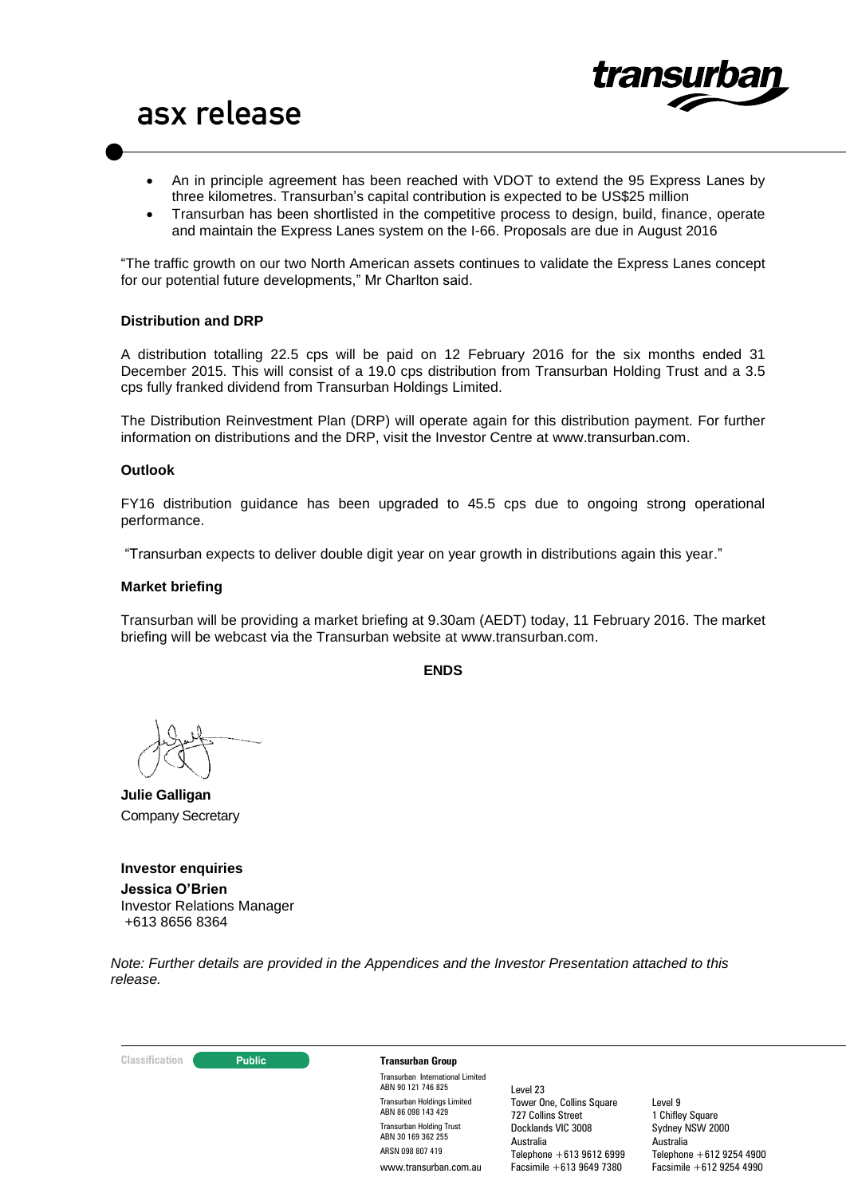- An in principle agreement has been reached with VDOT to extend the 95 Express Lanes by three kilometres. Transurban's capital contribution is expected to be US$25 million
- Transurban has been shortlisted in the competitive process to design, build, finance, operate and maintain the Express Lanes system on the I-66. Proposals are due in August 2016

"The traffic growth on our two North American assets continues to validate the Express Lanes concept for our potential future developments," Mr Charlton said.

**Distribution and DRP**

A distribution totalling 22.5 cps will be paid on 12 February 2016 for the six months ended 31 December 2015. This will consist of a 19.0 cps distribution from Transurban Holding Trust and a 3.5 cps fully franked dividend from Transurban Holdings Limited.

The Distribution Reinvestment Plan (DRP) will operate again for this distribution payment. For further information on distributions and the DRP, visit the Investor Centre at www.transurban.com.

**Outlook**

FY16 distribution guidance has been upgraded to 45.5 cps due to ongoing strong operational performance.

"Transurban expects to deliver double digit year on year growth in distributions again this year."

**Market briefing**

Transurban will be providing a market briefing at 9.30am (AEDT) today, 11 February 2016. The market briefing will be webcast via the Transurban website at www.transurban.com.

**ENDS**

**Julie Galligan**
Company Secretary

**Investor enquiries**
**Jessica O'Brien**
Investor Relations Manager
+613 8656 8364

*Note: Further details are provided in the Appendices and the Investor Presentation attached to this release.*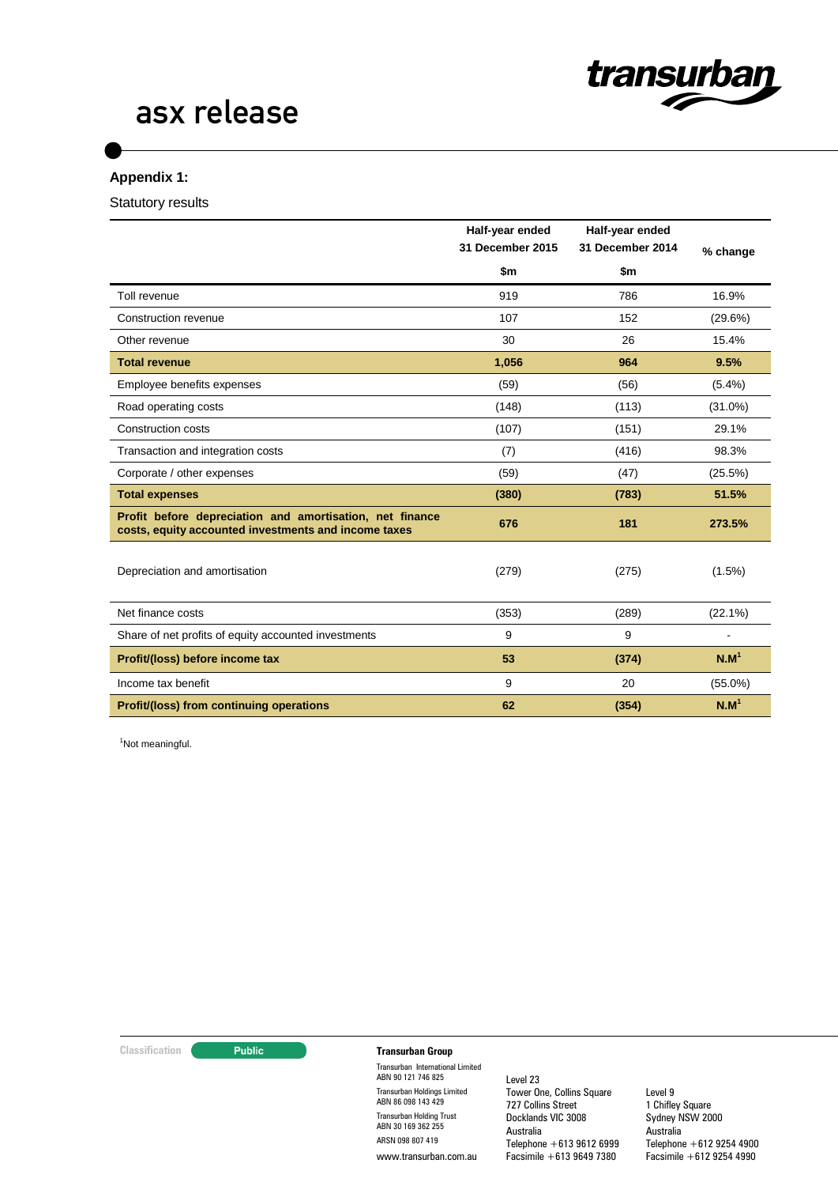# asx release

**Appendix 1:**

Statutory results

| | Half-year ended 31 December 2015 $m | Half-year ended 31 December 2014 $m | % change |
|---|---|---|---|
| Toll revenue | 919 | 786 | 16.9% |
| Construction revenue | 107 | 152 | (29.6%) |
| Other revenue | 30 | 26 | 15.4% |
| **Total revenue** | **1,056** | **964** | **9.5%** |
| Employee benefits expenses | (59) | (56) | (5.4%) |
| Road operating costs | (148) | (113) | (31.0%) |
| Construction costs | (107) | (151) | 29.1% |
| Transaction and integration costs | (7) | (416) | 98.3% |
| Corporate / other expenses | (59) | (47) | (25.5%) |
| **Total expenses** | **(380)** | **(783)** | **51.5%** |
| **Profit before depreciation and amortisation, net finance costs, equity accounted investments and income taxes** | **676** | **181** | **273.5%** |
| Depreciation and amortisation | (279) | (275) | (1.5%) |
| Net finance costs | (353) | (289) | (22.1%) |
| Share of net profits of equity accounted investments | 9 | 9 | - |
| **Profit/(loss) before income tax** | **53** | **(374)** | **N.M[1]** |
| Income tax benefit | 9 | 20 | (55.0%) |
| **Profit/(loss) from continuing operations** | **62** | **(354)** | **N.M[1]** |

[1]Not meaningful.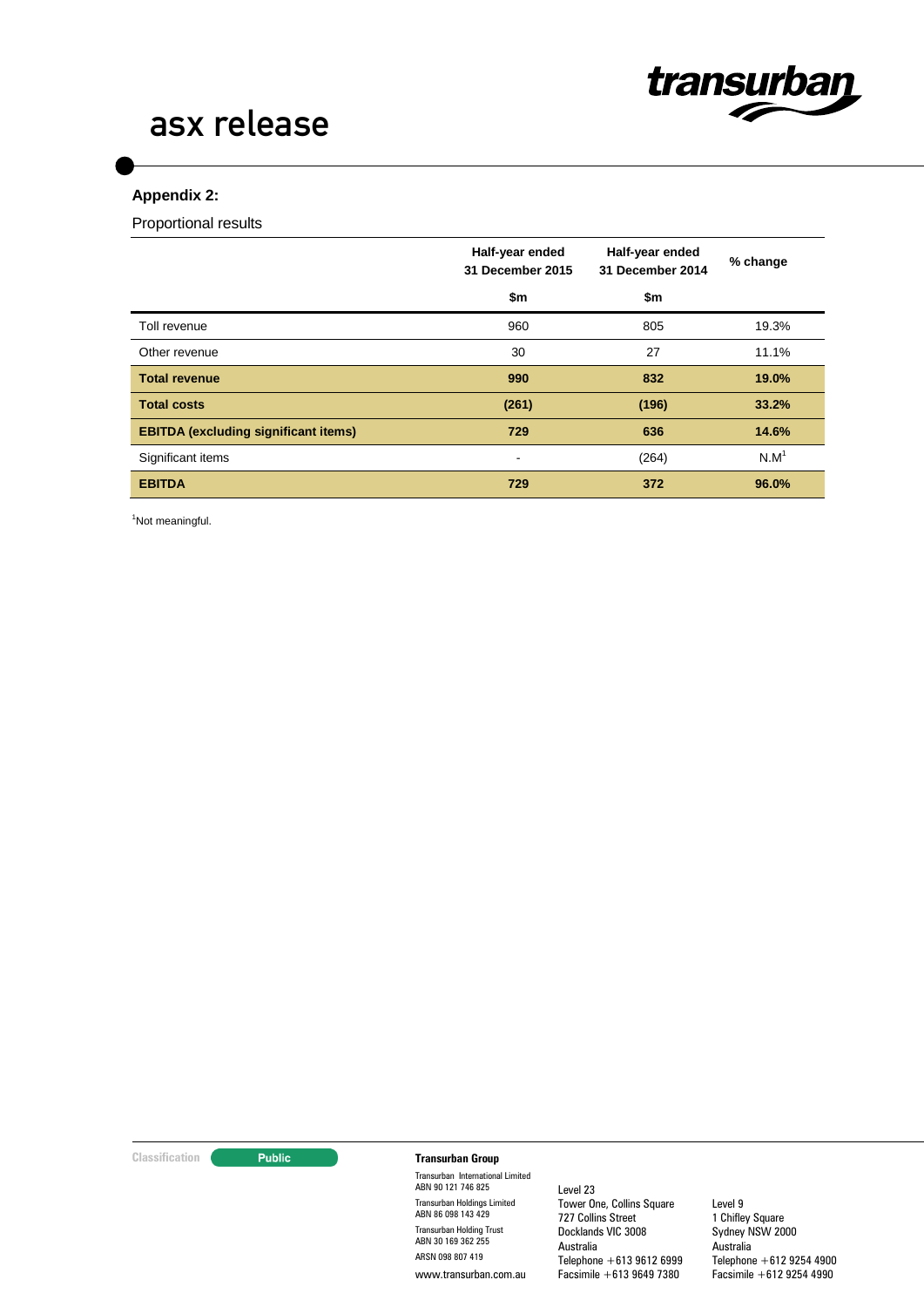## Appendix 2:

Proportional results

| | Half-year ended 31 December 2015 | Half-year ended 31 December 2014 | % change |
|---|---|---|---|
| | $m | $m | |
| Toll revenue | 960 | 805 | 19.3% |
| Other revenue | 30 | 27 | 11.1% |
| **Total revenue** | **990** | **832** | **19.0%** |
| **Total costs** | **(261)** | **(196)** | **33.2%** |
| **EBITDA (excluding significant items)** | **729** | **636** | **14.6%** |
| Significant items | - | (264) | N.M[1] |
| **EBITDA** | **729** | **372** | **96.0%** |

[1]Not meaningful.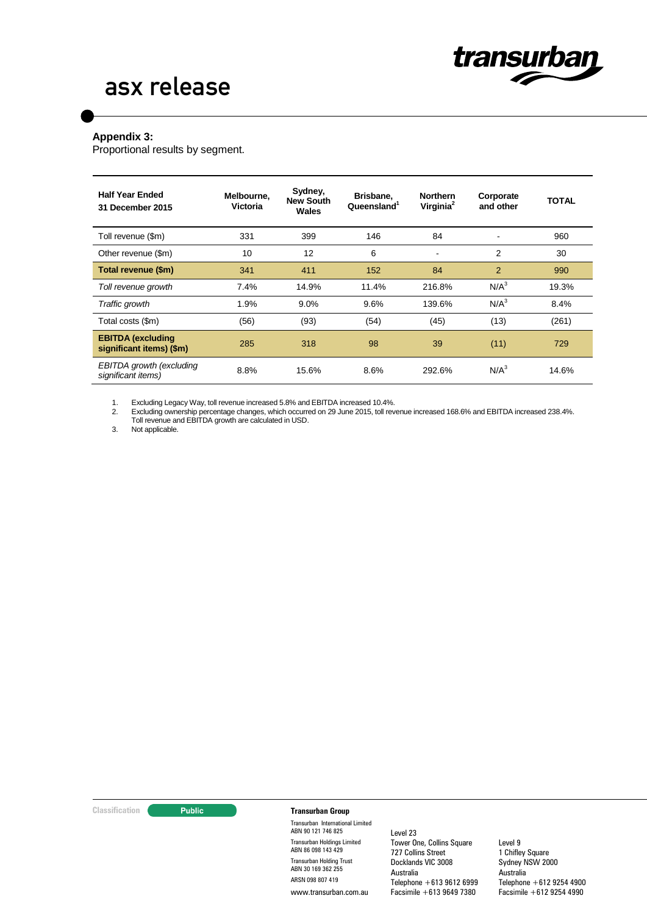**Appendix 3:**

Proportional results by segment.

| Half Year Ended 31 December 2015 | Melbourne, Victoria | Sydney, New South Wales | Brisbane, Queensland[1] | Northern Virginia[2] | Corporate and other | TOTAL |
|---|---|---|---|---|---|---|
| Toll revenue ($m) | 331 | 399 | 146 | 84 | - | 960 |
| Other revenue ($m) | 10 | 12 | 6 | - | 2 | 30 |
| **Total revenue ($m)** | 341 | 411 | 152 | 84 | 2 | 990 |
| *Toll revenue growth* | 7.4% | 14.9% | 11.4% | 216.8% | N/A[3] | 19.3% |
| *Traffic growth* | 1.9% | 9.0% | 9.6% | 139.6% | N/A[3] | 8.4% |
| Total costs ($m) | (56) | (93) | (54) | (45) | (13) | (261) |
| **EBITDA (excluding significant items) ($m)** | 285 | 318 | 98 | 39 | (11) | 729 |
| *EBITDA growth (excluding significant items)* | 8.8% | 15.6% | 8.6% | 292.6% | N/A[3] | 14.6% |

1. Excluding Legacy Way, toll revenue increased 5.8% and EBITDA increased 10.4%.
2. Excluding ownership percentage changes, which occurred on 29 June 2015, toll revenue increased 168.6% and EBITDA increased 238.4%. Toll revenue and EBITDA growth are calculated in USD.
3. Not applicable.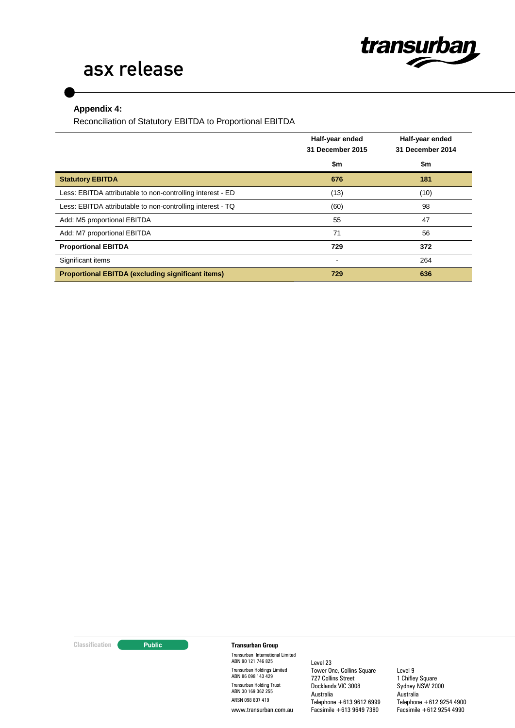**Appendix 4:**

Reconciliation of Statutory EBITDA to Proportional EBITDA

| | Half-year ended 31 December 2015 | Half-year ended 31 December 2014 |
|---|---|---|
| | $m | $m |
| **Statutory EBITDA** | **676** | **181** |
| Less: EBITDA attributable to non-controlling interest - ED | (13) | (10) |
| Less: EBITDA attributable to non-controlling interest - TQ | (60) | 98 |
| Add: M5 proportional EBITDA | 55 | 47 |
| Add: M7 proportional EBITDA | 71 | 56 |
| **Proportional EBITDA** | **729** | **372** |
| Significant items | - | 264 |
| **Proportional EBITDA (excluding significant items)** | **729** | **636** |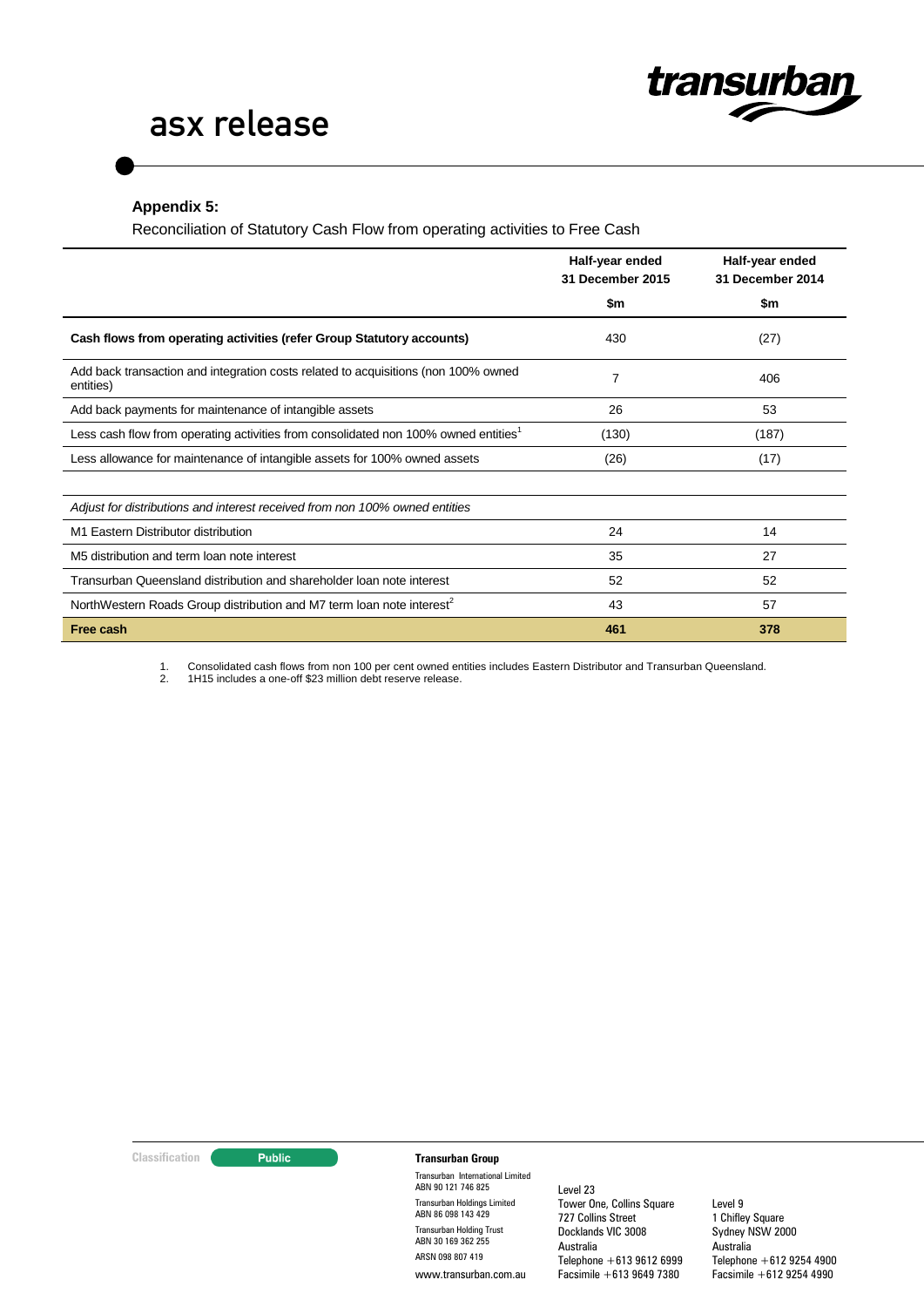**Appendix 5:**

Reconciliation of Statutory Cash Flow from operating activities to Free Cash

| | Half-year ended 31 December 2015 | Half-year ended 31 December 2014 |
|---|---|---|
| | $m | $m |
| **Cash flows from operating activities (refer Group Statutory accounts)** | 430 | (27) |
| Add back transaction and integration costs related to acquisitions (non 100% owned entities) | 7 | 406 |
| Add back payments for maintenance of intangible assets | 26 | 53 |
| Less cash flow from operating activities from consolidated non 100% owned entities[1] | (130) | (187) |
| Less allowance for maintenance of intangible assets for 100% owned assets | (26) | (17) |
| | | |
| *Adjust for distributions and interest received from non 100% owned entities* | | |
| M1 Eastern Distributor distribution | 24 | 14 |
| M5 distribution and term loan note interest | 35 | 27 |
| Transurban Queensland distribution and shareholder loan note interest | 52 | 52 |
| NorthWestern Roads Group distribution and M7 term loan note interest[2] | 43 | 57 |
| **Free cash** | **461** | **378** |

1. Consolidated cash flows from non 100 per cent owned entities includes Eastern Distributor and Transurban Queensland.
2. 1H15 includes a one-off $23 million debt reserve release.